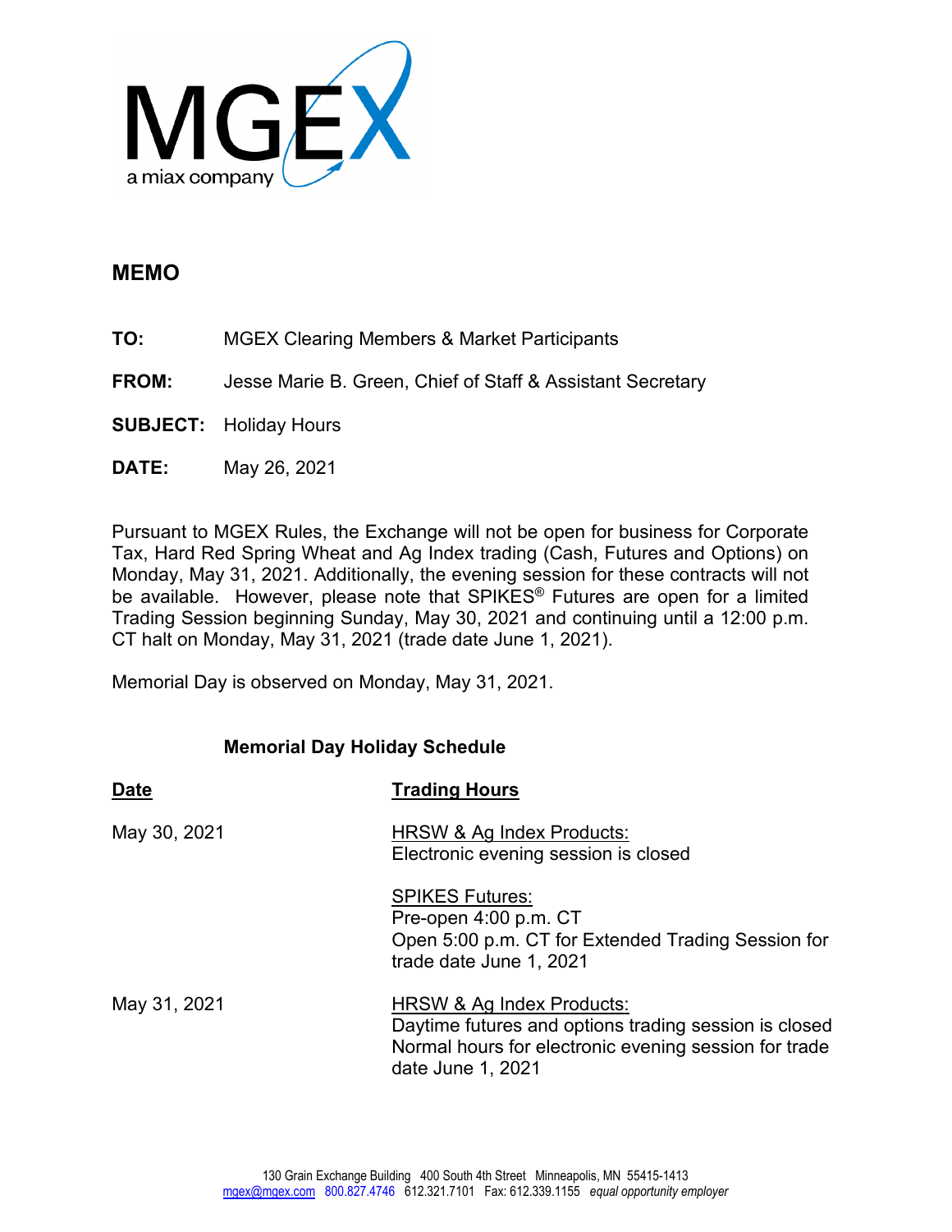MGEX
a miax company

## MEMO

**TO:** MGEX Clearing Members & Market Participants

**FROM:** Jesse Marie B. Green, Chief of Staff & Assistant Secretary

**SUBJECT:** Holiday Hours

**DATE:** May 26, 2021

Pursuant to MGEX Rules, the Exchange will not be open for business for Corporate Tax, Hard Red Spring Wheat and Ag Index trading (Cash, Futures and Options) on Monday, May 31, 2021. Additionally, the evening session for these contracts will not be available. However, please note that SPIKES® Futures are open for a limited Trading Session beginning Sunday, May 30, 2021 and continuing until a 12:00 p.m. CT halt on Monday, May 31, 2021 (trade date June 1, 2021).

Memorial Day is observed on Monday, May 31, 2021.

### Memorial Day Holiday Schedule

| Date | Trading Hours |
|---|---|
| May 30, 2021 | HRSW & Ag Index Products:<br>Electronic evening session is closed<br><br>SPIKES Futures:<br>Pre-open 4:00 p.m. CT<br>Open 5:00 p.m. CT for Extended Trading Session for trade date June 1, 2021 |
| May 31, 2021 | HRSW & Ag Index Products:<br>Daytime futures and options trading session is closed<br>Normal hours for electronic evening session for trade date June 1, 2021 |

130 Grain Exchange Building 400 South 4th Street Minneapolis, MN 55415-1413
mgex@mgex.com 800.827.4746 612.321.7101 Fax: 612.339.1155 *equal opportunity employer*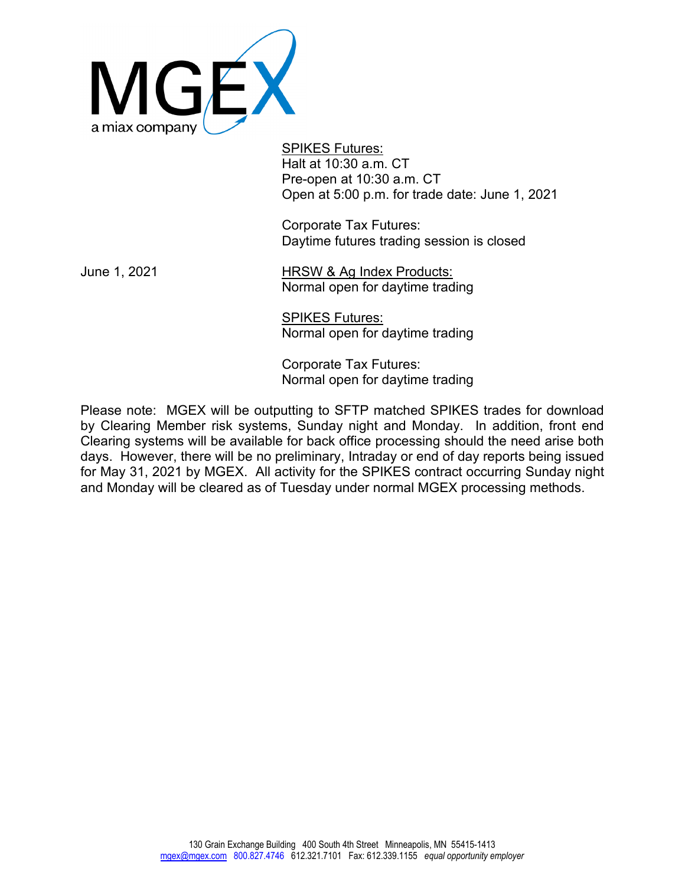MGEX
a miax company

<u>SPIKES Futures:</u>
Halt at 10:30 a.m. CT
Pre-open at 10:30 a.m. CT
Open at 5:00 p.m. for trade date: June 1, 2021

Corporate Tax Futures:
Daytime futures trading session is closed

June 1, 2021

<u>HRSW & Ag Index Products:</u>
Normal open for daytime trading

<u>SPIKES Futures:</u>
Normal open for daytime trading

Corporate Tax Futures:
Normal open for daytime trading

Please note: MGEX will be outputting to SFTP matched SPIKES trades for download by Clearing Member risk systems, Sunday night and Monday. In addition, front end Clearing systems will be available for back office processing should the need arise both days. However, there will be no preliminary, Intraday or end of day reports being issued for May 31, 2021 by MGEX. All activity for the SPIKES contract occurring Sunday night and Monday will be cleared as of Tuesday under normal MGEX processing methods.

130 Grain Exchange Building 400 South 4th Street Minneapolis, MN 55415-1413
mgex@mgex.com 800.827.4746 612.321.7101 Fax: 612.339.1155 *equal opportunity employer*